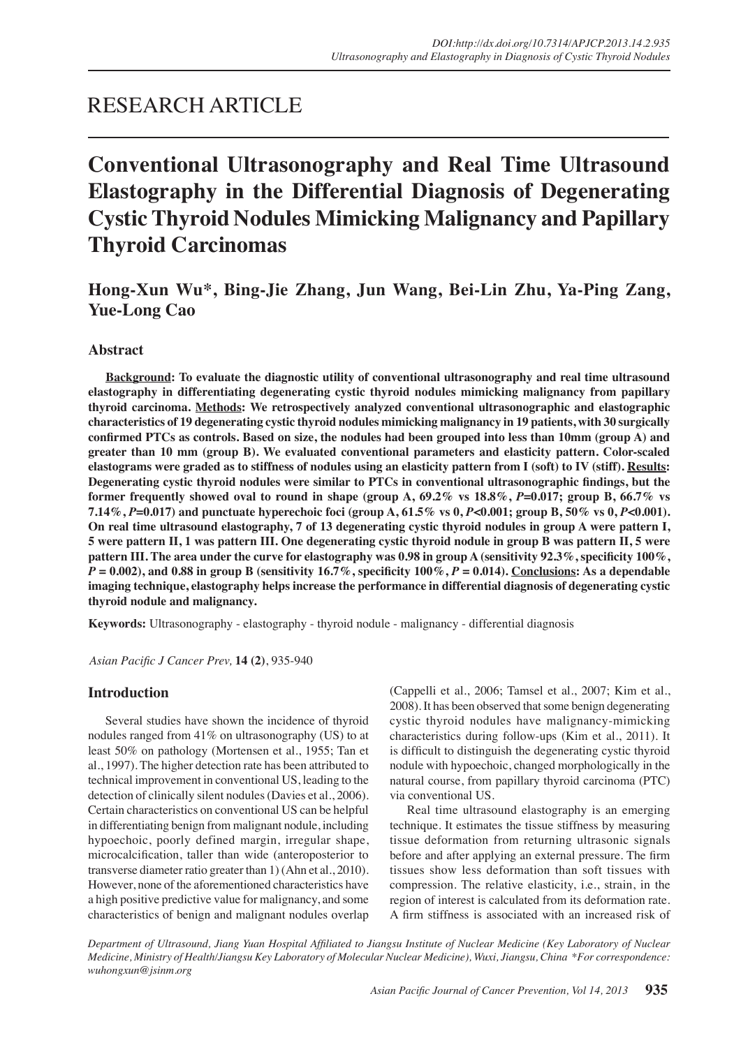# RESEARCH ARTICLE

# Conventional Ultrasonography and Real Time Ultrasound Elastography in the Differential Diagnosis of Degenerating Cystic Thyroid Nodules Mimicking Malignancy and Papillary Thyroid Carcinomas

**Hong-Xun Wu*, Bing-Jie Zhang, Jun Wang, Bei-Lin Zhu, Ya-Ping Zang, Yue-Long Cao**

## Abstract

**Background: To evaluate the diagnostic utility of conventional ultrasonography and real time ultrasound elastography in differentiating degenerating cystic thyroid nodules mimicking malignancy from papillary thyroid carcinoma. Methods: We retrospectively analyzed conventional ultrasonographic and elastographic characteristics of 19 degenerating cystic thyroid nodules mimicking malignancy in 19 patients, with 30 surgically confirmed PTCs as controls. Based on size, the nodules had been grouped into less than 10mm (group A) and greater than 10 mm (group B). We evaluated conventional parameters and elasticity pattern. Color-scaled elastograms were graded as to stiffness of nodules using an elasticity pattern from I (soft) to IV (stiff). Results: Degenerating cystic thyroid nodules were similar to PTCs in conventional ultrasonographic findings, but the former frequently showed oval to round in shape (group A, 69.2% vs 18.8%, *P*=0.017; group B, 66.7% vs 7.14%, *P*=0.017) and punctuate hyperechoic foci (group A, 61.5% vs 0, *P*<0.001; group B, 50% vs 0, *P*<0.001). On real time ultrasound elastography, 7 of 13 degenerating cystic thyroid nodules in group A were pattern I, 5 were pattern II, 1 was pattern III. One degenerating cystic thyroid nodule in group B was pattern II, 5 were pattern III. The area under the curve for elastography was 0.98 in group A (sensitivity 92.3%, specificity 100%, *P* = 0.002), and 0.88 in group B (sensitivity 16.7%, specificity 100%, *P* = 0.014). Conclusions: As a dependable imaging technique, elastography helps increase the performance in differential diagnosis of degenerating cystic thyroid nodule and malignancy.**

**Keywords:** Ultrasonography - elastography - thyroid nodule - malignancy - differential diagnosis

## Introduction

Several studies have shown the incidence of thyroid nodules ranged from 41% on ultrasonography (US) to at least 50% on pathology (Mortensen et al., 1955; Tan et al., 1997). The higher detection rate has been attributed to technical improvement in conventional US, leading to the detection of clinically silent nodules (Davies et al., 2006). Certain characteristics on conventional US can be helpful in differentiating benign from malignant nodule, including hypoechoic, poorly defined margin, irregular shape, microcalcification, taller than wide (anteroposterior to transverse diameter ratio greater than 1) (Ahn et al., 2010). However, none of the aforementioned characteristics have a high positive predictive value for malignancy, and some characteristics of benign and malignant nodules overlap (Cappelli et al., 2006; Tamsel et al., 2007; Kim et al., 2008). It has been observed that some benign degenerating cystic thyroid nodules have malignancy-mimicking characteristics during follow-ups (Kim et al., 2011). It is difficult to distinguish the degenerating cystic thyroid nodule with hypoechoic, changed morphologically in the natural course, from papillary thyroid carcinoma (PTC) via conventional US.

Real time ultrasound elastography is an emerging technique. It estimates the tissue stiffness by measuring tissue deformation from returning ultrasonic signals before and after applying an external pressure. The firm tissues show less deformation than soft tissues with compression. The relative elasticity, i.e., strain, in the region of interest is calculated from its deformation rate. A firm stiffness is associated with an increased risk of

*Department of Ultrasound, Jiang Yuan Hospital Affiliated to Jiangsu Institute of Nuclear Medicine (Key Laboratory of Nuclear Medicine, Ministry of Health/Jiangsu Key Laboratory of Molecular Nuclear Medicine), Wuxi, Jiangsu, China \*For correspondence: wuhongxun@jsinm.org*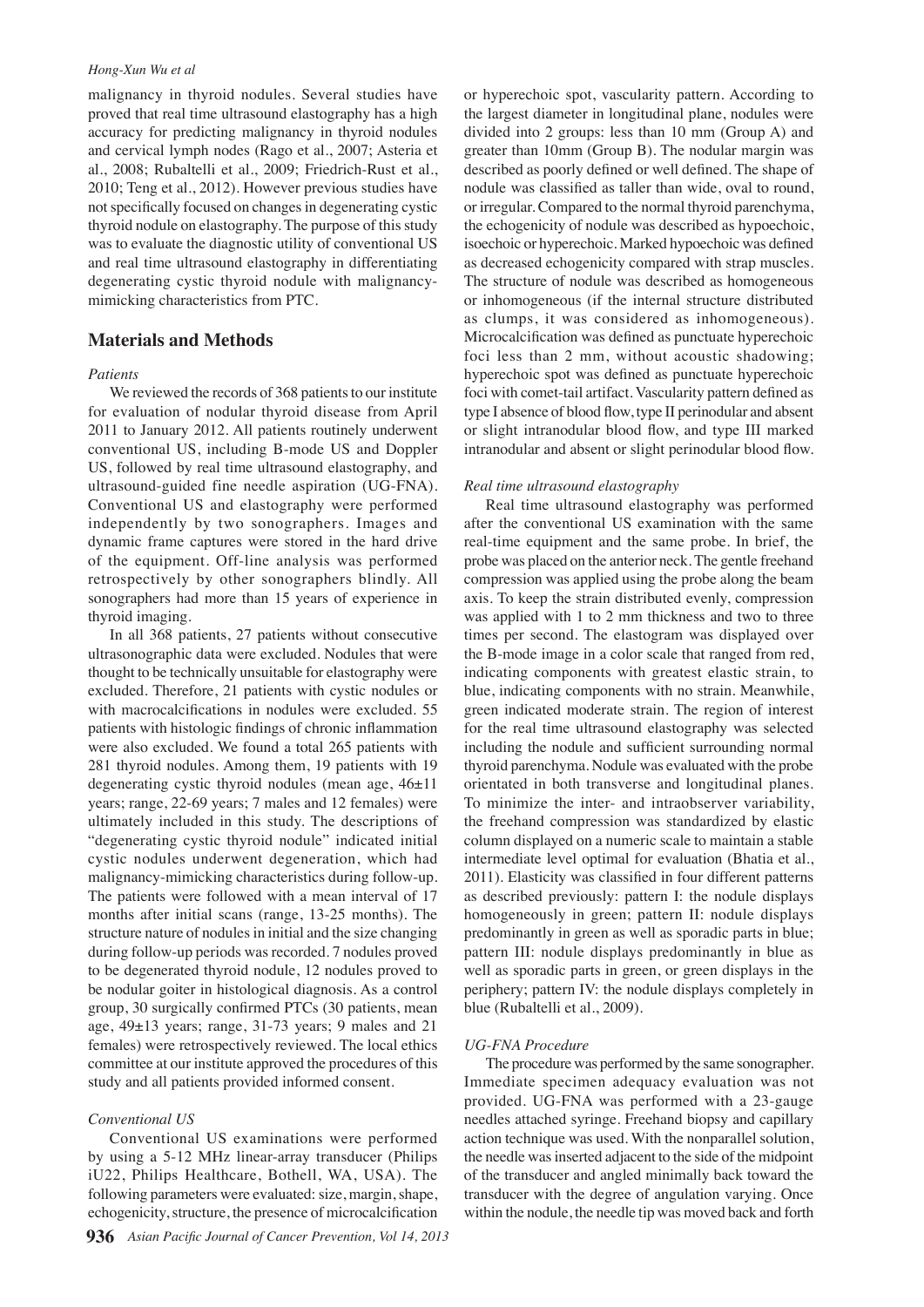malignancy in thyroid nodules. Several studies have proved that real time ultrasound elastography has a high accuracy for predicting malignancy in thyroid nodules and cervical lymph nodes (Rago et al., 2007; Asteria et al., 2008; Rubaltelli et al., 2009; Friedrich-Rust et al., 2010; Teng et al., 2012). However previous studies have not specifically focused on changes in degenerating cystic thyroid nodule on elastography. The purpose of this study was to evaluate the diagnostic utility of conventional US and real time ultrasound elastography in differentiating degenerating cystic thyroid nodule with malignancy-mimicking characteristics from PTC.

## Materials and Methods

### *Patients*

We reviewed the records of 368 patients to our institute for evaluation of nodular thyroid disease from April 2011 to January 2012. All patients routinely underwent conventional US, including B-mode US and Doppler US, followed by real time ultrasound elastography, and ultrasound-guided fine needle aspiration (UG-FNA). Conventional US and elastography were performed independently by two sonographers. Images and dynamic frame captures were stored in the hard drive of the equipment. Off-line analysis was performed retrospectively by other sonographers blindly. All sonographers had more than 15 years of experience in thyroid imaging.

In all 368 patients, 27 patients without consecutive ultrasonographic data were excluded. Nodules that were thought to be technically unsuitable for elastography were excluded. Therefore, 21 patients with cystic nodules or with macrocalcifications in nodules were excluded. 55 patients with histologic findings of chronic inflammation were also excluded. We found a total 265 patients with 281 thyroid nodules. Among them, 19 patients with 19 degenerating cystic thyroid nodules (mean age, 46±11 years; range, 22-69 years; 7 males and 12 females) were ultimately included in this study. The descriptions of "degenerating cystic thyroid nodule" indicated initial cystic nodules underwent degeneration, which had malignancy-mimicking characteristics during follow-up. The patients were followed with a mean interval of 17 months after initial scans (range, 13-25 months). The structure nature of nodules in initial and the size changing during follow-up periods was recorded. 7 nodules proved to be degenerated thyroid nodule, 12 nodules proved to be nodular goiter in histological diagnosis. As a control group, 30 surgically confirmed PTCs (30 patients, mean age, 49±13 years; range, 31-73 years; 9 males and 21 females) were retrospectively reviewed. The local ethics committee at our institute approved the procedures of this study and all patients provided informed consent.

### *Conventional US*

Conventional US examinations were performed by using a 5-12 MHz linear-array transducer (Philips iU22, Philips Healthcare, Bothell, WA, USA). The following parameters were evaluated: size, margin, shape, echogenicity, structure, the presence of microcalcification or hyperechoic spot, vascularity pattern. According to the largest diameter in longitudinal plane, nodules were divided into 2 groups: less than 10 mm (Group A) and greater than 10mm (Group B). The nodular margin was described as poorly defined or well defined. The shape of nodule was classified as taller than wide, oval to round, or irregular. Compared to the normal thyroid parenchyma, the echogenicity of nodule was described as hypoechoic, isoechoic or hyperechoic. Marked hypoechoic was defined as decreased echogenicity compared with strap muscles. The structure of nodule was described as homogeneous or inhomogeneous (if the internal structure distributed as clumps, it was considered as inhomogeneous). Microcalcification was defined as punctuate hyperechoic foci less than 2 mm, without acoustic shadowing; hyperechoic spot was defined as punctuate hyperechoic foci with comet-tail artifact. Vascularity pattern defined as type I absence of blood flow, type II perinodular and absent or slight intranodular blood flow, and type III marked intranodular and absent or slight perinodular blood flow.

### *Real time ultrasound elastography*

Real time ultrasound elastography was performed after the conventional US examination with the same real-time equipment and the same probe. In brief, the probe was placed on the anterior neck. The gentle freehand compression was applied using the probe along the beam axis. To keep the strain distributed evenly, compression was applied with 1 to 2 mm thickness and two to three times per second. The elastogram was displayed over the B-mode image in a color scale that ranged from red, indicating components with greatest elastic strain, to blue, indicating components with no strain. Meanwhile, green indicated moderate strain. The region of interest for the real time ultrasound elastography was selected including the nodule and sufficient surrounding normal thyroid parenchyma. Nodule was evaluated with the probe orientated in both transverse and longitudinal planes. To minimize the inter- and intraobserver variability, the freehand compression was standardized by elastic column displayed on a numeric scale to maintain a stable intermediate level optimal for evaluation (Bhatia et al., 2011). Elasticity was classified in four different patterns as described previously: pattern I: the nodule displays homogeneously in green; pattern II: nodule displays predominantly in green as well as sporadic parts in blue; pattern III: nodule displays predominantly in blue as well as sporadic parts in green, or green displays in the periphery; pattern IV: the nodule displays completely in blue (Rubaltelli et al., 2009).

### *UG-FNA Procedure*

The procedure was performed by the same sonographer. Immediate specimen adequacy evaluation was not provided. UG-FNA was performed with a 23-gauge needles attached syringe. Freehand biopsy and capillary action technique was used. With the nonparallel solution, the needle was inserted adjacent to the side of the midpoint of the transducer and angled minimally back toward the transducer with the degree of angulation varying. Once within the nodule, the needle tip was moved back and forth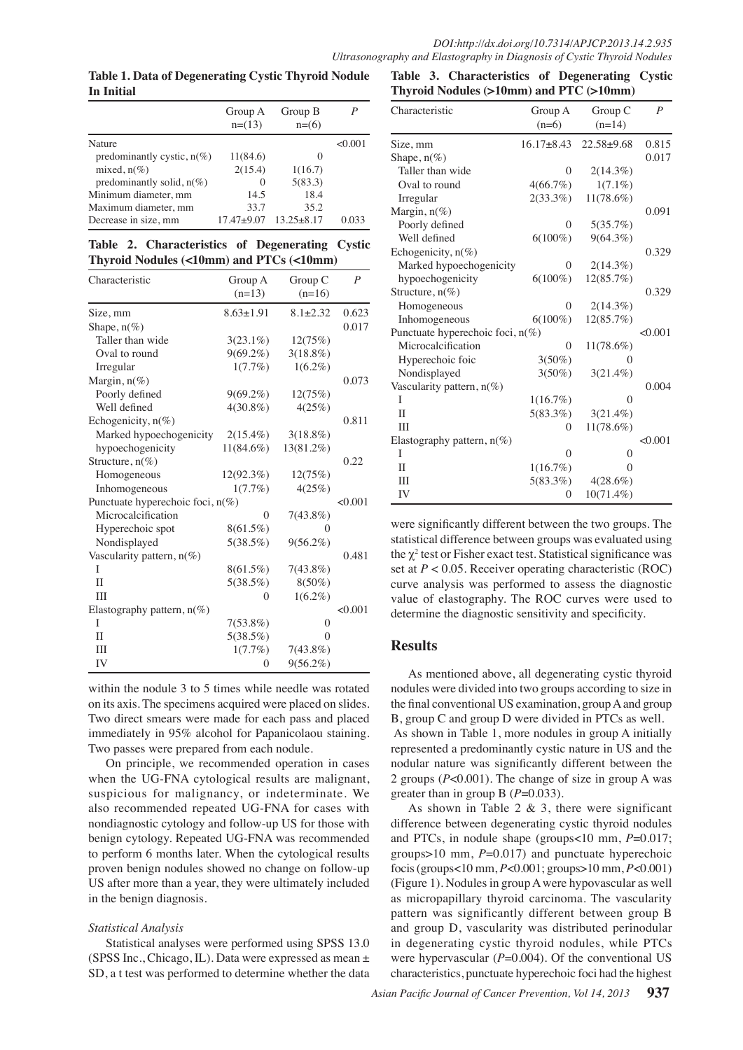**Table 1. Data of Degenerating Cystic Thyroid Nodule In Initial**

| | Group A n=(13) | Group B n=(6) | *P* |
|---|---|---|---|
| Nature | | | <0.001 |
| predominantly cystic, n(%) | 11(84.6) | 0 | |
| mixed, n(%) | 2(15.4) | 1(16.7) | |
| predominantly solid, n(%) | 0 | 5(83.3) | |
| Minimum diameter, mm | 14.5 | 18.4 | |
| Maximum diameter, mm | 33.7 | 35.2 | |
| Decrease in size, mm | 17.47±9.07 | 13.25±8.17 | 0.033 |

**Table 2. Characteristics of Degenerating Cystic Thyroid Nodules (<10mm) and PTCs (<10mm)**

| Characteristic | Group A (n=13) | Group C (n=16) | *P* |
|---|---|---|---|
| Size, mm | 8.63±1.91 | 8.1±2.32 | 0.623 |
| Shape, n(%) | | | 0.017 |
| Taller than wide | 3(23.1%) | 12(75%) | |
| Oval to round | 9(69.2%) | 3(18.8%) | |
| Irregular | 1(7.7%) | 1(6.2%) | |
| Margin, n(%) | | | 0.073 |
| Poorly defined | 9(69.2%) | 12(75%) | |
| Well defined | 4(30.8%) | 4(25%) | |
| Echogenicity, n(%) | | | 0.811 |
| Marked hypoechogenicity | 2(15.4%) | 3(18.8%) | |
| hypoechogenicity | 11(84.6%) | 13(81.2%) | |
| Structure, n(%) | | | 0.22 |
| Homogeneous | 12(92.3%) | 12(75%) | |
| Inhomogeneous | 1(7.7%) | 4(25%) | |
| Punctuate hyperechoic foci, n(%) | | | <0.001 |
| Microcalcification | 0 | 7(43.8%) | |
| Hyperechoic spot | 8(61.5%) | 0 | |
| Nondisplayed | 5(38.5%) | 9(56.2%) | |
| Vascularity pattern, n(%) | | | 0.481 |
| I | 8(61.5%) | 7(43.8%) | |
| II | 5(38.5%) | 8(50%) | |
| III | 0 | 1(6.2%) | |
| Elastography pattern, n(%) | | | <0.001 |
| I | 7(53.8%) | 0 | |
| II | 5(38.5%) | 0 | |
| III | 1(7.7%) | 7(43.8%) | |
| IV | 0 | 9(56.2%) | |

within the nodule 3 to 5 times while needle was rotated on its axis. The specimens acquired were placed on slides. Two direct smears were made for each pass and placed immediately in 95% alcohol for Papanicolaou staining. Two passes were prepared from each nodule.

On principle, we recommended operation in cases when the UG-FNA cytological results are malignant, suspicious for malignancy, or indeterminate. We also recommended repeated UG-FNA for cases with nondiagnostic cytology and follow-up US for those with benign cytology. Repeated UG-FNA was recommended to perform 6 months later. When the cytological results proven benign nodules showed no change on follow-up US after more than a year, they were ultimately included in the benign diagnosis.

*Statistical Analysis*

Statistical analyses were performed using SPSS 13.0 (SPSS Inc., Chicago, IL). Data were expressed as mean ± SD, a t test was performed to determine whether the data

**Table 3. Characteristics of Degenerating Cystic Thyroid Nodules (>10mm) and PTC (>10mm)**

| Characteristic | Group A (n=6) | Group C (n=14) | *P* |
|---|---|---|---|
| Size, mm | 16.17±8.43 | 22.58±9.68 | 0.815 |
| Shape, n(%) | | | 0.017 |
| Taller than wide | 0 | 2(14.3%) | |
| Oval to round | 4(66.7%) | 1(7.1%) | |
| Irregular | 2(33.3%) | 11(78.6%) | |
| Margin, n(%) | | | 0.091 |
| Poorly defined | 0 | 5(35.7%) | |
| Well defined | 6(100%) | 9(64.3%) | |
| Echogenicity, n(%) | | | 0.329 |
| Marked hypoechogenicity | 0 | 2(14.3%) | |
| hypoechogenicity | 6(100%) | 12(85.7%) | |
| Structure, n(%) | | | 0.329 |
| Homogeneous | 0 | 2(14.3%) | |
| Inhomogeneous | 6(100%) | 12(85.7%) | |
| Punctuate hyperechoic foci, n(%) | | | <0.001 |
| Microcalcification | 0 | 11(78.6%) | |
| Hyperechoic foic | 3(50%) | 0 | |
| Nondisplayed | 3(50%) | 3(21.4%) | |
| Vascularity pattern, n(%) | | | 0.004 |
| I | 1(16.7%) | 0 | |
| II | 5(83.3%) | 3(21.4%) | |
| III | 0 | 11(78.6%) | |
| Elastography pattern, n(%) | | | <0.001 |
| I | 0 | 0 | |
| II | 1(16.7%) | 0 | |
| III | 5(83.3%) | 4(28.6%) | |
| IV | 0 | 10(71.4%) | |

were significantly different between the two groups. The statistical difference between groups was evaluated using the $\chi^2$ test or Fisher exact test. Statistical significance was set at $P < 0.05$. Receiver operating characteristic (ROC) curve analysis was performed to assess the diagnostic value of elastography. The ROC curves were used to determine the diagnostic sensitivity and specificity.

## Results

As mentioned above, all degenerating cystic thyroid nodules were divided into two groups according to size in the final conventional US examination, group A and group B, group C and group D were divided in PTCs as well.

As shown in Table 1, more nodules in group A initially represented a predominantly cystic nature in US and the nodular nature was significantly different between the 2 groups ($P$<0.001). The change of size in group A was greater than in group B ($P$=0.033).

As shown in Table 2 & 3, there were significant difference between degenerating cystic thyroid nodules and PTCs, in nodule shape (groups<10 mm, $P$=0.017; groups>10 mm, $P$=0.017) and punctuate hyperechoic focis (groups<10 mm, $P$<0.001; groups>10 mm, $P$<0.001) (Figure 1). Nodules in group A were hypovascular as well as micropapillary thyroid carcinoma. The vascularity pattern was significantly different between group B and group D, vascularity was distributed perinodular in degenerating cystic thyroid nodules, while PTCs were hypervascular ($P$=0.004). Of the conventional US characteristics, punctuate hyperechoic foci had the highest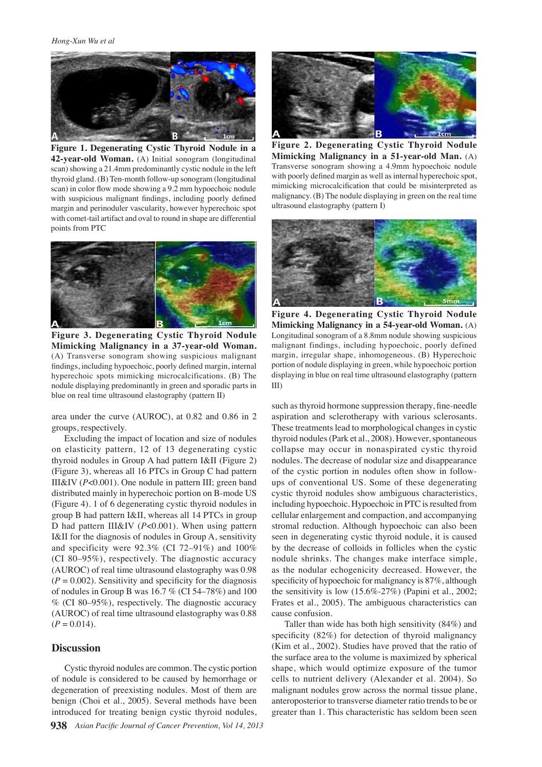**Figure 1. Degenerating Cystic Thyroid Nodule in a 42-year-old Woman.** (A) Initial sonogram (longitudinal scan) showing a 21.4mm predominantly cystic nodule in the left thyroid gland. (B) Ten-month follow-up sonogram (longitudinal scan) in color flow mode showing a 9.2 mm hypoechoic nodule with suspicious malignant findings, including poorly defined margin and perinoduler vascularity, however hyperechoic spot with comet-tail artifact and oval to round in shape are differential points from PTC

**Figure 3. Degenerating Cystic Thyroid Nodule Mimicking Malignancy in a 37-year-old Woman.** (A) Transverse sonogram showing suspicious malignant findings, including hypoechoic, poorly defined margin, internal hyperechoic spots mimicking microcalcifications. (B) The nodule displaying predominantly in green and sporadic parts in blue on real time ultrasound elastography (pattern II)

**Figure 2. Degenerating Cystic Thyroid Nodule Mimicking Malignancy in a 51-year-old Man.** (A) Transverse sonogram showing a 4.9mm hypoechoic nodule with poorly defined margin as well as internal hyperechoic spot, mimicking microcalcification that could be misinterpreted as malignancy. (B) The nodule displaying in green on the real time ultrasound elastography (pattern I)

**Figure 4. Degenerating Cystic Thyroid Nodule Mimicking Malignancy in a 54-year-old Woman.** (A) Longitudinal sonogram of a 8.8mm nodule showing suspicious malignant findings, including hypoechoic, poorly defined margin, irregular shape, inhomogeneous. (B) Hyperechoic portion of nodule displaying in green, while hypoechoic portion displaying in blue on real time ultrasound elastography (pattern III)

area under the curve (AUROC), at 0.82 and 0.86 in 2 groups, respectively.

Excluding the impact of location and size of nodules on elasticity pattern, 12 of 13 degenerating cystic thyroid nodules in Group A had pattern I&II (Figure 2) (Figure 3), whereas all 16 PTCs in Group C had pattern III&IV ($P$<0.001). One nodule in pattern III; green band distributed mainly in hyperechoic portion on B-mode US (Figure 4). 1 of 6 degenerating cystic thyroid nodules in group B had pattern I&II, whereas all 14 PTCs in group D had pattern III&IV ($P$<0.001). When using pattern I&II for the diagnosis of nodules in Group A, sensitivity and specificity were 92.3% (CI 72–91%) and 100% (CI 80–95%), respectively. The diagnostic accuracy (AUROC) of real time ultrasound elastography was 0.98 ($P$ = 0.002). Sensitivity and specificity for the diagnosis of nodules in Group B was 16.7 % (CI 54–78%) and 100 % (CI 80–95%), respectively. The diagnostic accuracy (AUROC) of real time ultrasound elastography was 0.88 ($P$ = 0.014).

## Discussion

Cystic thyroid nodules are common. The cystic portion of nodule is considered to be caused by hemorrhage or degeneration of preexisting nodules. Most of them are benign (Choi et al., 2005). Several methods have been introduced for treating benign cystic thyroid nodules, such as thyroid hormone suppression therapy, fine-needle aspiration and sclerotherapy with various sclerosants. These treatments lead to morphological changes in cystic thyroid nodules (Park et al., 2008). However, spontaneous collapse may occur in nonaspirated cystic thyroid nodules. The decrease of nodular size and disappearance of the cystic portion in nodules often show in follow-ups of conventional US. Some of these degenerating cystic thyroid nodules show ambiguous characteristics, including hypoechoic. Hypoechoic in PTC is resulted from cellular enlargement and compaction, and accompanying stromal reduction. Although hypoechoic can also been seen in degenerating cystic thyroid nodule, it is caused by the decrease of colloids in follicles when the cystic nodule shrinks. The changes make interface simple, as the nodular echogenicity decreased. However, the specificity of hypoechoic for malignancy is 87%, although the sensitivity is low (15.6%-27%) (Papini et al., 2002; Frates et al., 2005). The ambiguous characteristics can cause confusion.

Taller than wide has both high sensitivity (84%) and specificity (82%) for detection of thyroid malignancy (Kim et al., 2002). Studies have proved that the ratio of the surface area to the volume is maximized by spherical shape, which would optimize exposure of the tumor cells to nutrient delivery (Alexander et al. 2004). So malignant nodules grow across the normal tissue plane, anteroposterior to transverse diameter ratio trends to be or greater than 1. This characteristic has seldom been seen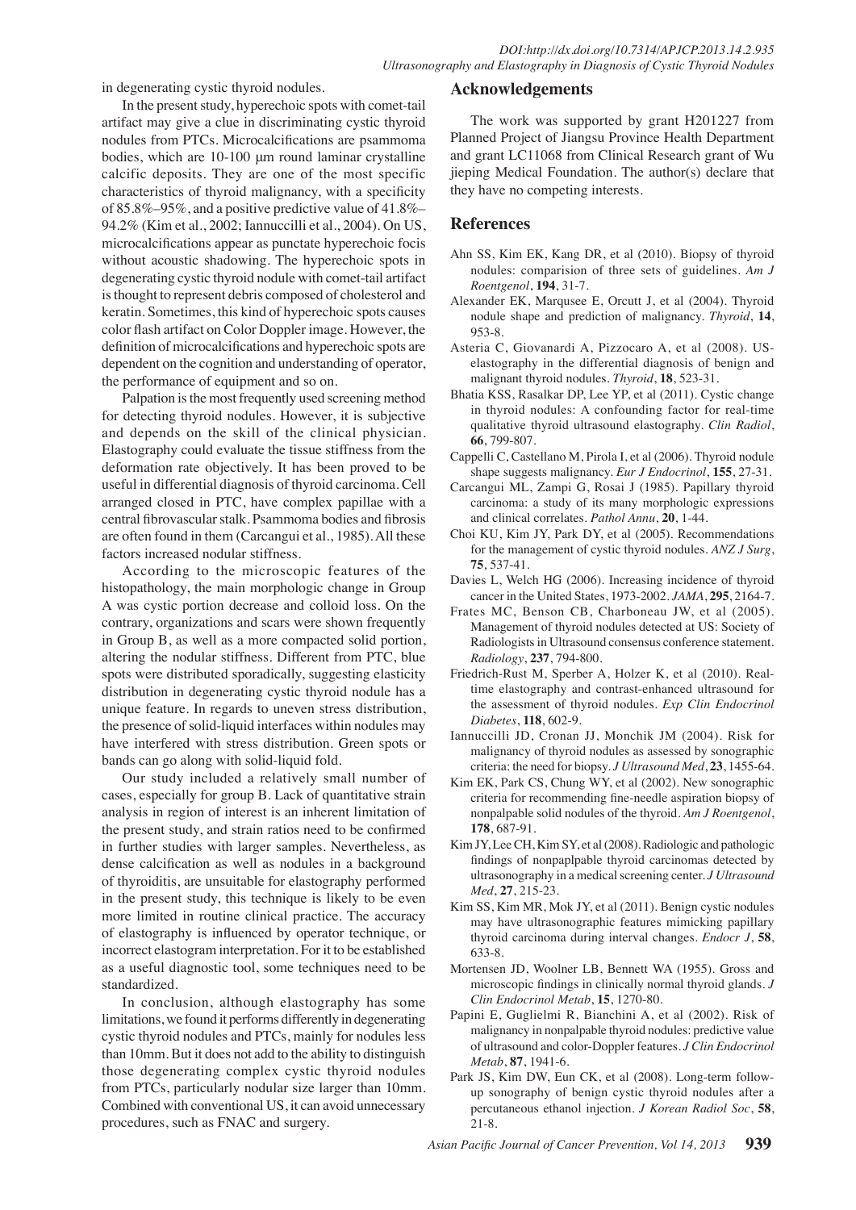in degenerating cystic thyroid nodules.

In the present study, hyperechoic spots with comet-tail artifact may give a clue in discriminating cystic thyroid nodules from PTCs. Microcalcifications are psammoma bodies, which are 10-100 μm round laminar crystalline calcific deposits. They are one of the most specific characteristics of thyroid malignancy, with a specificity of 85.8%–95%, and a positive predictive value of 41.8%–94.2% (Kim et al., 2002; Iannuccilli et al., 2004). On US, microcalcifications appear as punctate hyperechoic focis without acoustic shadowing. The hyperechoic spots in degenerating cystic thyroid nodule with comet-tail artifact is thought to represent debris composed of cholesterol and keratin. Sometimes, this kind of hyperechoic spots causes color flash artifact on Color Doppler image. However, the definition of microcalcifications and hyperechoic spots are dependent on the cognition and understanding of operator, the performance of equipment and so on.

Palpation is the most frequently used screening method for detecting thyroid nodules. However, it is subjective and depends on the skill of the clinical physician. Elastography could evaluate the tissue stiffness from the deformation rate objectively. It has been proved to be useful in differential diagnosis of thyroid carcinoma. Cell arranged closed in PTC, have complex papillae with a central fibrovascular stalk. Psammoma bodies and fibrosis are often found in them (Carcangui et al., 1985). All these factors increased nodular stiffness.

According to the microscopic features of the histopathology, the main morphologic change in Group A was cystic portion decrease and colloid loss. On the contrary, organizations and scars were shown frequently in Group B, as well as a more compacted solid portion, altering the nodular stiffness. Different from PTC, blue spots were distributed sporadically, suggesting elasticity distribution in degenerating cystic thyroid nodule has a unique feature. In regards to uneven stress distribution, the presence of solid-liquid interfaces within nodules may have interfered with stress distribution. Green spots or bands can go along with solid-liquid fold.

Our study included a relatively small number of cases, especially for group B. Lack of quantitative strain analysis in region of interest is an inherent limitation of the present study, and strain ratios need to be confirmed in further studies with larger samples. Nevertheless, as dense calcification as well as nodules in a background of thyroiditis, are unsuitable for elastography performed in the present study, this technique is likely to be even more limited in routine clinical practice. The accuracy of elastography is influenced by operator technique, or incorrect elastogram interpretation. For it to be established as a useful diagnostic tool, some techniques need to be standardized.

In conclusion, although elastography has some limitations, we found it performs differently in degenerating cystic thyroid nodules and PTCs, mainly for nodules less than 10mm. But it does not add to the ability to distinguish those degenerating complex cystic thyroid nodules from PTCs, particularly nodular size larger than 10mm. Combined with conventional US, it can avoid unnecessary procedures, such as FNAC and surgery.

## Acknowledgements

The work was supported by grant H201227 from Planned Project of Jiangsu Province Health Department and grant LC11068 from Clinical Research grant of Wu jieping Medical Foundation. The author(s) declare that they have no competing interests.

## References

Ahn SS, Kim EK, Kang DR, et al (2010). Biopsy of thyroid nodules: comparision of three sets of guidelines. *Am J Roentgenol*, **194**, 31-7.

Alexander EK, Marqusee E, Orcutt J, et al (2004). Thyroid nodule shape and prediction of malignancy. *Thyroid*, **14**, 953-8.

Asteria C, Giovanardi A, Pizzocaro A, et al (2008). US-elastography in the differential diagnosis of benign and malignant thyroid nodules. *Thyroid*, **18**, 523-31.

Bhatia KSS, Rasalkar DP, Lee YP, et al (2011). Cystic change in thyroid nodules: A confounding factor for real-time qualitative thyroid ultrasound elastography. *Clin Radiol*, **66**, 799-807.

Cappelli C, Castellano M, Pirola I, et al (2006). Thyroid nodule shape suggests malignancy. *Eur J Endocrinol*, **155**, 27-31.

Carcangui ML, Zampi G, Rosai J (1985). Papillary thyroid carcinoma: a study of its many morphologic expressions and clinical correlates. *Pathol Annu*, **20**, 1-44.

Choi KU, Kim JY, Park DY, et al (2005). Recommendations for the management of cystic thyroid nodules. *ANZ J Surg*, **75**, 537-41.

Davies L, Welch HG (2006). Increasing incidence of thyroid cancer in the United States, 1973-2002. *JAMA*, **295**, 2164-7.

Frates MC, Benson CB, Charboneau JW, et al (2005). Management of thyroid nodules detected at US: Society of Radiologists in Ultrasound consensus conference statement. *Radiology*, **237**, 794-800.

Friedrich-Rust M, Sperber A, Holzer K, et al (2010). Real-time elastography and contrast-enhanced ultrasound for the assessment of thyroid nodules. *Exp Clin Endocrinol Diabetes*, **118**, 602-9.

Iannuccilli JD, Cronan JJ, Monchik JM (2004). Risk for malignancy of thyroid nodules as assessed by sonographic criteria: the need for biopsy. *J Ultrasound Med*, **23**, 1455-64.

Kim EK, Park CS, Chung WY, et al (2002). New sonographic criteria for recommending fine-needle aspiration biopsy of nonpalpable solid nodules of the thyroid. *Am J Roentgenol*, **178**, 687-91.

Kim JY, Lee CH, Kim SY, et al (2008). Radiologic and pathologic findings of nonpalplpable thyroid carcinomas detected by ultrasonography in a medical screening center. *J Ultrasound Med*, **27**, 215-23.

Kim SS, Kim MR, Mok JY, et al (2011). Benign cystic nodules may have ultrasonographic features mimicking papillary thyroid carcinoma during interval changes. *Endocr J*, **58**, 633-8.

Mortensen JD, Woolner LB, Bennett WA (1955). Gross and microscopic findings in clinically normal thyroid glands. *J Clin Endocrinol Metab*, **15**, 1270-80.

Papini E, Guglielmi R, Bianchini A, et al (2002). Risk of malignancy in nonpalpable thyroid nodules: predictive value of ultrasound and color-Doppler features. *J Clin Endocrinol Metab*, **87**, 1941-6.

Park JS, Kim DW, Eun CK, et al (2008). Long-term follow-up sonography of benign cystic thyroid nodules after a percutaneous ethanol injection. *J Korean Radiol Soc*, **58**, 21-8.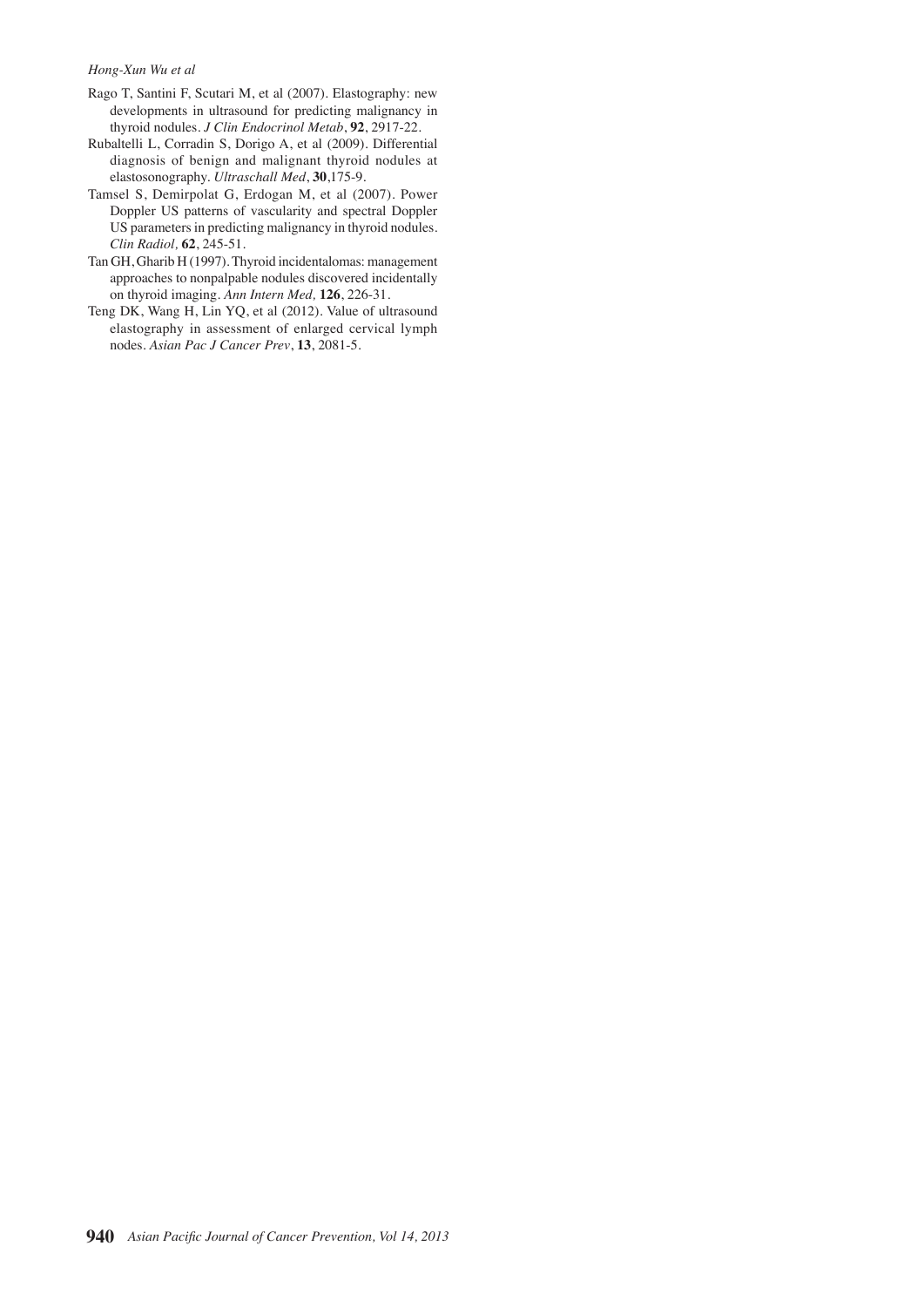Rago T, Santini F, Scutari M, et al (2007). Elastography: new developments in ultrasound for predicting malignancy in thyroid nodules. *J Clin Endocrinol Metab*, **92**, 2917-22.

Rubaltelli L, Corradin S, Dorigo A, et al (2009). Differential diagnosis of benign and malignant thyroid nodules at elastosonography. *Ultraschall Med*, **30**,175-9.

Tamsel S, Demirpolat G, Erdogan M, et al (2007). Power Doppler US patterns of vascularity and spectral Doppler US parameters in predicting malignancy in thyroid nodules. *Clin Radiol,* **62**, 245-51.

Tan GH, Gharib H (1997). Thyroid incidentalomas: management approaches to nonpalpable nodules discovered incidentally on thyroid imaging. *Ann Intern Med,* **126**, 226-31.

Teng DK, Wang H, Lin YQ, et al (2012). Value of ultrasound elastography in assessment of enlarged cervical lymph nodes. *Asian Pac J Cancer Prev*, **13**, 2081-5.